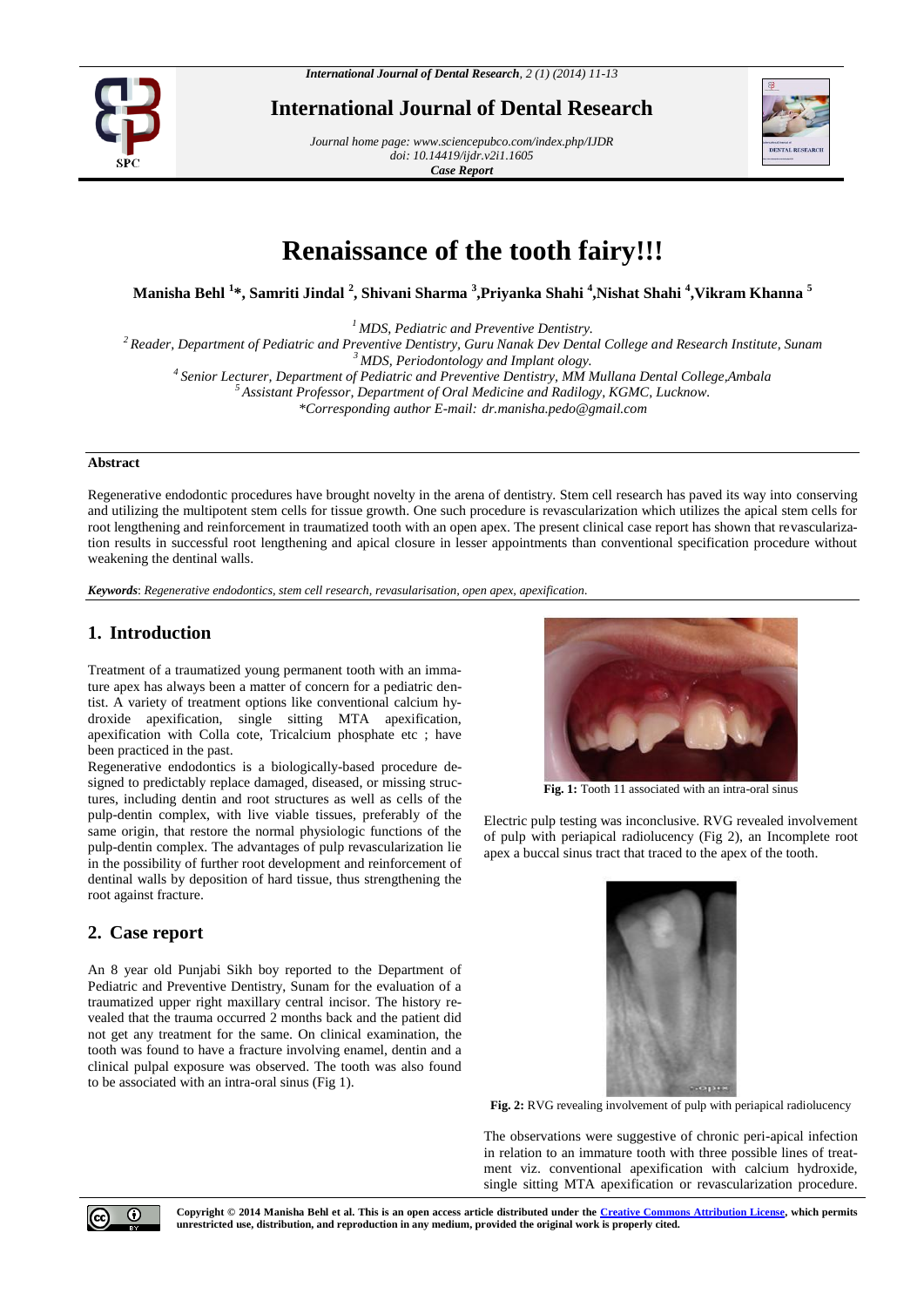# Renaissance of the tooth fairy!!!

**Manisha Behl [1]*, Samriti Jindal [2], Shivani Sharma [3], Priyanka Shahi [4], Nishat Shahi [4], Vikram Khanna [5]**

[1] *MDS, Pediatric and Preventive Dentistry.*
[2] *Reader, Department of Pediatric and Preventive Dentistry, Guru Nanak Dev Dental College and Research Institute, Sunam*
[3] *MDS, Periodontology and Implant ology.*
[4] *Senior Lecturer, Department of Pediatric and Preventive Dentistry, MM Mullana Dental College, Ambala*
[5] *Assistant Professor, Department of Oral Medicine and Radilogy, KGMC, Lucknow.*
*\*Corresponding author E-mail: dr.manisha.pedo@gmail.com*

### Abstract

Regenerative endodontic procedures have brought novelty in the arena of dentistry. Stem cell research has paved its way into conserving and utilizing the multipotent stem cells for tissue growth. One such procedure is revascularization which utilizes the apical stem cells for root lengthening and reinforcement in traumatized tooth with an open apex. The present clinical case report has shown that revascularization results in successful root lengthening and apical closure in lesser appointments than conventional specification procedure without weakening the dentinal walls.

***Keywords***: *Regenerative endodontics, stem cell research, revasularisation, open apex, apexification.*

## 1. Introduction

Treatment of a traumatized young permanent tooth with an immature apex has always been a matter of concern for a pediatric dentist. A variety of treatment options like conventional calcium hydroxide apexification, single sitting MTA apexification, apexification with Colla cote, Tricalcium phosphate etc ; have been practiced in the past.

Regenerative endodontics is a biologically-based procedure designed to predictably replace damaged, diseased, or missing structures, including dentin and root structures as well as cells of the pulp-dentin complex, with live viable tissues, preferably of the same origin, that restore the normal physiologic functions of the pulp-dentin complex. The advantages of pulp revascularization lie in the possibility of further root development and reinforcement of dentinal walls by deposition of hard tissue, thus strengthening the root against fracture.

## 2. Case report

An 8 year old Punjabi Sikh boy reported to the Department of Pediatric and Preventive Dentistry, Sunam for the evaluation of a traumatized upper right maxillary central incisor. The history revealed that the trauma occurred 2 months back and the patient did not get any treatment for the same. On clinical examination, the tooth was found to have a fracture involving enamel, dentin and a clinical pulpal exposure was observed. The tooth was also found to be associated with an intra-oral sinus (Fig 1).

**Fig. 1:** Tooth 11 associated with an intra-oral sinus

Electric pulp testing was inconclusive. RVG revealed involvement of pulp with periapical radiolucency (Fig 2), an Incomplete root apex a buccal sinus tract that traced to the apex of the tooth.

**Fig. 2:** RVG revealing involvement of pulp with periapical radiolucency

The observations were suggestive of chronic peri-apical infection in relation to an immature tooth with three possible lines of treatment viz. conventional apexification with calcium hydroxide, single sitting MTA apexification or revascularization procedure.

**Copyright © 2014 Manisha Behl et al. This is an open access article distributed under the Creative Commons Attribution License, which permits unrestricted use, distribution, and reproduction in any medium, provided the original work is properly cited.**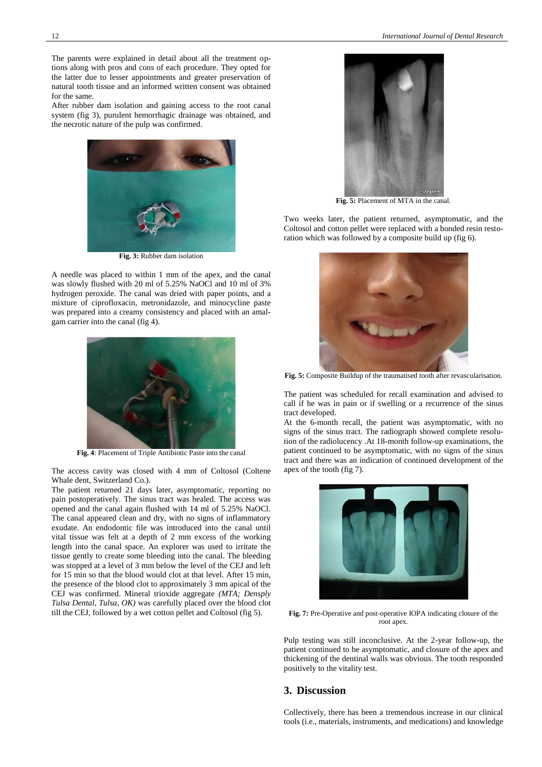The parents were explained in detail about all the treatment options along with pros and cons of each procedure. They opted for the latter due to lesser appointments and greater preservation of natural tooth tissue and an informed written consent was obtained for the same.

After rubber dam isolation and gaining access to the root canal system (fig 3), purulent hemorrhagic drainage was obtained, and the necrotic nature of the pulp was confirmed.

**Fig. 3:** Rubber dam isolation

A needle was placed to within 1 mm of the apex, and the canal was slowly flushed with 20 ml of 5.25% NaOCl and 10 ml of 3% hydrogen peroxide. The canal was dried with paper points, and a mixture of ciprofloxacin, metronidazole, and minocycline paste was prepared into a creamy consistency and placed with an amalgam carrier into the canal (fig 4).

**Fig. 4**: Placement of Triple Antibiotic Paste into the canal

The access cavity was closed with 4 mm of Coltosol (Coltene Whale dent, Switzerland Co.).

The patient returned 21 days later, asymptomatic, reporting no pain postoperatively. The sinus tract was healed. The access was opened and the canal again flushed with 14 ml of 5.25% NaOCl. The canal appeared clean and dry, with no signs of inflammatory exudate. An endodontic file was introduced into the canal until vital tissue was felt at a depth of 2 mm excess of the working length into the canal space. An explorer was used to irritate the tissue gently to create some bleeding into the canal. The bleeding was stopped at a level of 3 mm below the level of the CEJ and left for 15 min so that the blood would clot at that level. After 15 min, the presence of the blood clot to approximately 3 mm apical of the CEJ was confirmed. Mineral trioxide aggregate *(MTA; Densply Tulsa Dental, Tulsa, OK)* was carefully placed over the blood clot till the CEJ, followed by a wet cotton pellet and Coltosol (fig 5).

**Fig. 5:** Placement of MTA in the canal.

Two weeks later, the patient returned, asymptomatic, and the Coltosol and cotton pellet were replaced with a bonded resin restoration which was followed by a composite build up (fig 6).

**Fig. 5:** Composite Buildup of the traumatised tooth after revascularisation.

The patient was scheduled for recall examination and advised to call if he was in pain or if swelling or a recurrence of the sinus tract developed.

At the 6-month recall, the patient was asymptomatic, with no signs of the sinus tract. The radiograph showed complete resolution of the radiolucency .At 18-month follow-up examinations, the patient continued to be asymptomatic, with no signs of the sinus tract and there was an indication of continued development of the apex of the tooth (fig 7).

**Fig. 7:** Pre-Operative and post-operative IOPA indicating closure of the root apex.

Pulp testing was still inconclusive. At the 2-year follow-up, the patient continued to be asymptomatic, and closure of the apex and thickening of the dentinal walls was obvious. The tooth responded positively to the vitality test.

## 3. Discussion

Collectively, there has been a tremendous increase in our clinical tools (i.e., materials, instruments, and medications) and knowledge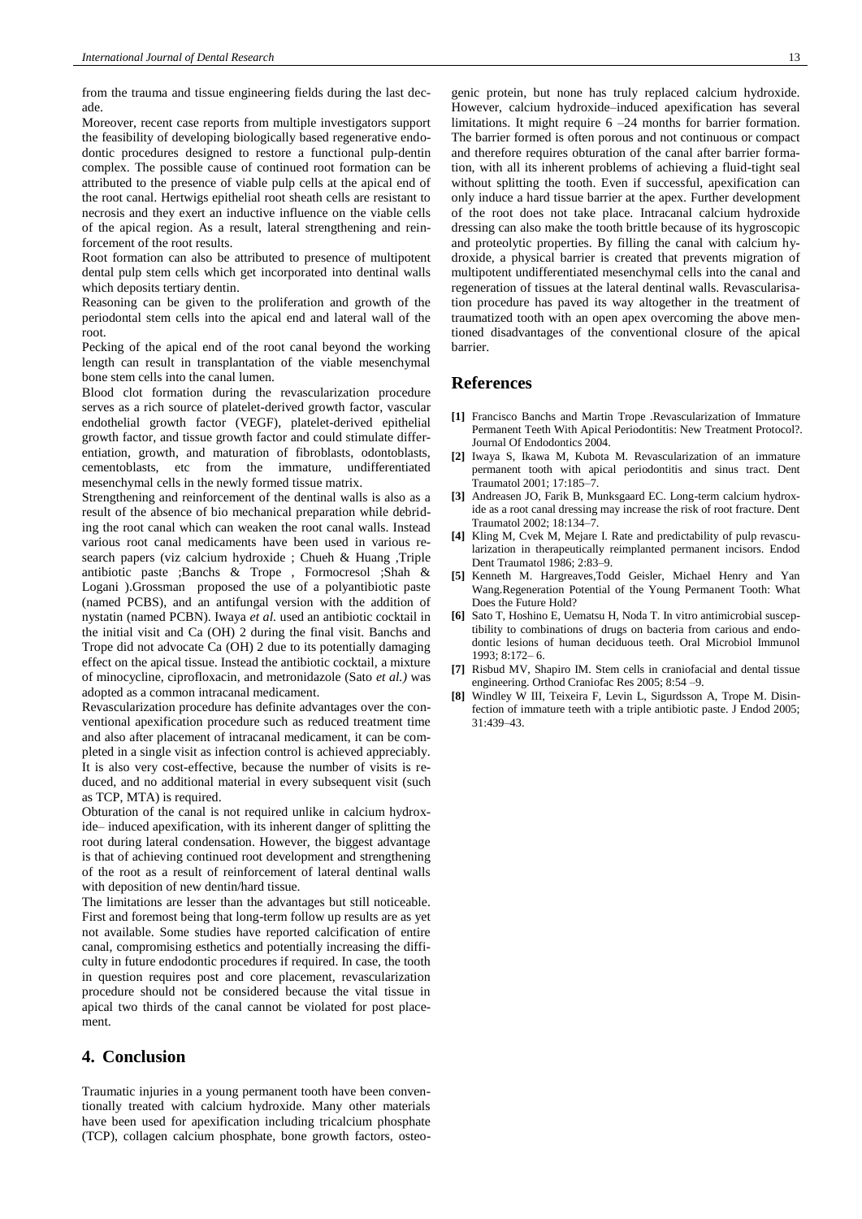from the trauma and tissue engineering fields during the last decade.

Moreover, recent case reports from multiple investigators support the feasibility of developing biologically based regenerative endodontic procedures designed to restore a functional pulp-dentin complex. The possible cause of continued root formation can be attributed to the presence of viable pulp cells at the apical end of the root canal. Hertwigs epithelial root sheath cells are resistant to necrosis and they exert an inductive influence on the viable cells of the apical region. As a result, lateral strengthening and reinforcement of the root results.

Root formation can also be attributed to presence of multipotent dental pulp stem cells which get incorporated into dentinal walls which deposits tertiary dentin.

Reasoning can be given to the proliferation and growth of the periodontal stem cells into the apical end and lateral wall of the root.

Pecking of the apical end of the root canal beyond the working length can result in transplantation of the viable mesenchymal bone stem cells into the canal lumen.

Blood clot formation during the revascularization procedure serves as a rich source of platelet-derived growth factor, vascular endothelial growth factor (VEGF), platelet-derived epithelial growth factor, and tissue growth factor and could stimulate differentiation, growth, and maturation of fibroblasts, odontoblasts, cementoblasts, etc from the immature, undifferentiated mesenchymal cells in the newly formed tissue matrix.

Strengthening and reinforcement of the dentinal walls is also as a result of the absence of bio mechanical preparation while debriding the root canal which can weaken the root canal walls. Instead various root canal medicaments have been used in various research papers (viz calcium hydroxide ; Chueh & Huang ,Triple antibiotic paste ;Banchs & Trope , Formocresol ;Shah & Logani ).Grossman proposed the use of a polyantibiotic paste (named PCBS), and an antifungal version with the addition of nystatin (named PCBN). Iwaya *et al.* used an antibiotic cocktail in the initial visit and Ca (OH) 2 during the final visit. Banchs and Trope did not advocate Ca (OH) 2 due to its potentially damaging effect on the apical tissue. Instead the antibiotic cocktail, a mixture of minocycline, ciprofloxacin, and metronidazole (Sato *et al.)* was adopted as a common intracanal medicament.

Revascularization procedure has definite advantages over the conventional apexification procedure such as reduced treatment time and also after placement of intracanal medicament, it can be completed in a single visit as infection control is achieved appreciably. It is also very cost-effective, because the number of visits is reduced, and no additional material in every subsequent visit (such as TCP, MTA) is required.

Obturation of the canal is not required unlike in calcium hydroxide– induced apexification, with its inherent danger of splitting the root during lateral condensation. However, the biggest advantage is that of achieving continued root development and strengthening of the root as a result of reinforcement of lateral dentinal walls with deposition of new dentin/hard tissue.

The limitations are lesser than the advantages but still noticeable. First and foremost being that long-term follow up results are as yet not available. Some studies have reported calcification of entire canal, compromising esthetics and potentially increasing the difficulty in future endodontic procedures if required. In case, the tooth in question requires post and core placement, revascularization procedure should not be considered because the vital tissue in apical two thirds of the canal cannot be violated for post placement.

## 4. Conclusion

Traumatic injuries in a young permanent tooth have been conventionally treated with calcium hydroxide. Many other materials have been used for apexification including tricalcium phosphate (TCP), collagen calcium phosphate, bone growth factors, osteogenic protein, but none has truly replaced calcium hydroxide. However, calcium hydroxide–induced apexification has several limitations. It might require 6 –24 months for barrier formation. The barrier formed is often porous and not continuous or compact and therefore requires obturation of the canal after barrier formation, with all its inherent problems of achieving a fluid-tight seal without splitting the tooth. Even if successful, apexification can only induce a hard tissue barrier at the apex. Further development of the root does not take place. Intracanal calcium hydroxide dressing can also make the tooth brittle because of its hygroscopic and proteolytic properties. By filling the canal with calcium hydroxide, a physical barrier is created that prevents migration of multipotent undifferentiated mesenchymal cells into the canal and regeneration of tissues at the lateral dentinal walls. Revascularisation procedure has paved its way altogether in the treatment of traumatized tooth with an open apex overcoming the above mentioned disadvantages of the conventional closure of the apical barrier.

## References

**[1]** Francisco Banchs and Martin Trope .Revascularization of Immature Permanent Teeth With Apical Periodontitis: New Treatment Protocol?. Journal Of Endodontics 2004.

**[2]** Iwaya S, Ikawa M, Kubota M. Revascularization of an immature permanent tooth with apical periodontitis and sinus tract. Dent Traumatol 2001; 17:185–7.

**[3]** Andreasen JO, Farik B, Munksgaard EC. Long-term calcium hydroxide as a root canal dressing may increase the risk of root fracture. Dent Traumatol 2002; 18:134–7.

**[4]** Kling M, Cvek M, Mejare I. Rate and predictability of pulp revascularization in therapeutically reimplanted permanent incisors. Endod Dent Traumatol 1986; 2:83–9.

**[5]** Kenneth M. Hargreaves,Todd Geisler, Michael Henry and Yan Wang.Regeneration Potential of the Young Permanent Tooth: What Does the Future Hold?

**[6]** Sato T, Hoshino E, Uematsu H, Noda T. In vitro antimicrobial susceptibility to combinations of drugs on bacteria from carious and endodontic lesions of human deciduous teeth. Oral Microbiol Immunol 1993; 8:172– 6.

**[7]** Risbud MV, Shapiro IM. Stem cells in craniofacial and dental tissue engineering. Orthod Craniofac Res 2005; 8:54 –9.

**[8]** Windley W III, Teixeira F, Levin L, Sigurdsson A, Trope M. Disinfection of immature teeth with a triple antibiotic paste. J Endod 2005; 31:439–43.